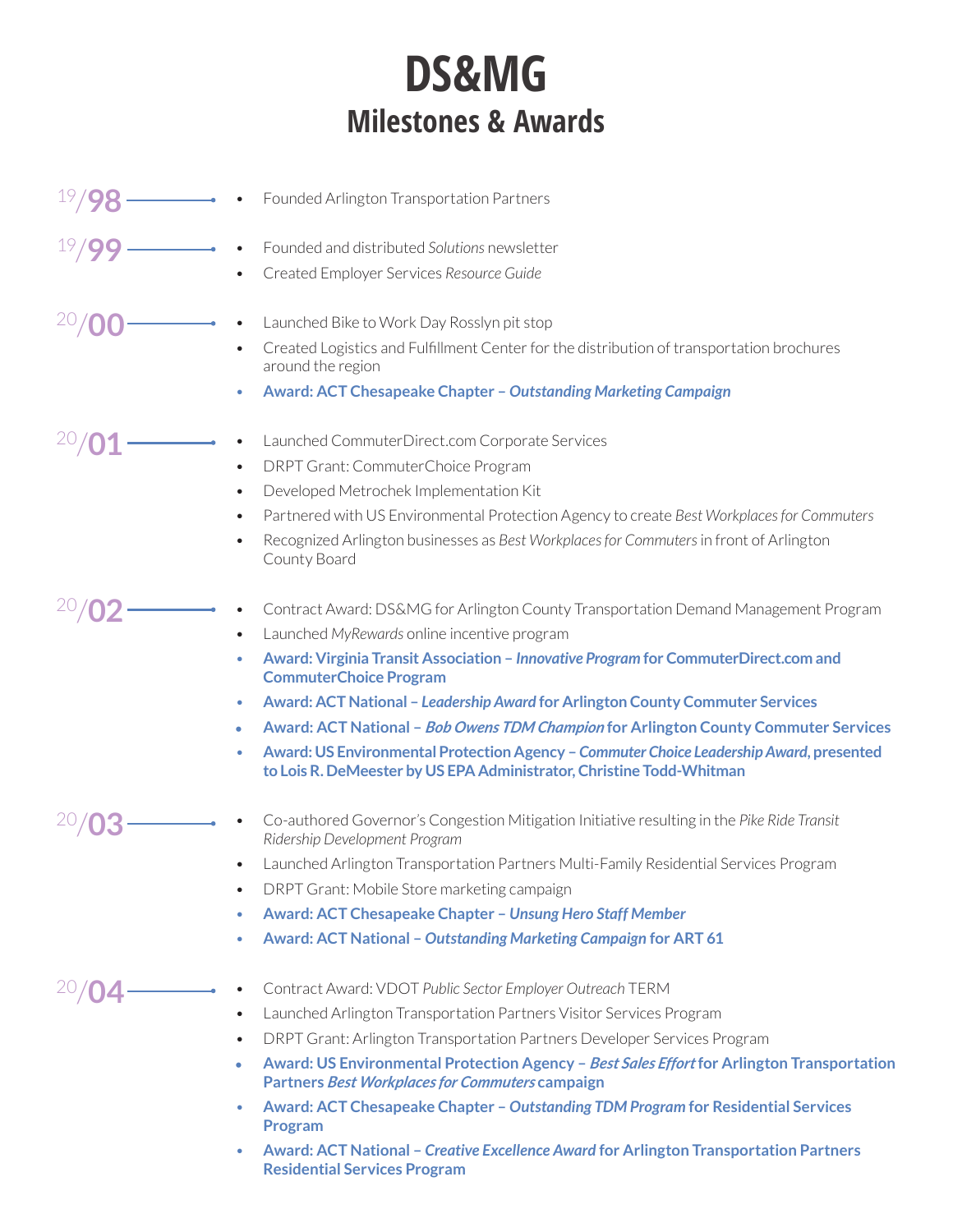# DS&MG

## Milestones & Awards

### 1998

- Founded Arlington Transportation Partners

### 1999

- Founded and distributed *Solutions* newsletter
- Created Employer Services *Resource Guide*

### 2000

- Launched Bike to Work Day Rosslyn pit stop
- Created Logistics and Fulfillment Center for the distribution of transportation brochures around the region
- **Award: ACT Chesapeake Chapter – *Outstanding Marketing Campaign***

### 2001

- Launched CommuterDirect.com Corporate Services
- DRPT Grant: CommuterChoice Program
- Developed Metrochek Implementation Kit
- Partnered with US Environmental Protection Agency to create *Best Workplaces for Commuters*
- Recognized Arlington businesses as *Best Workplaces for Commuters* in front of Arlington County Board

### 2002

- Contract Award: DS&MG for Arlington County Transportation Demand Management Program
- Launched *MyRewards* online incentive program
- **Award: Virginia Transit Association – *Innovative Program* for CommuterDirect.com and CommuterChoice Program**
- **Award: ACT National – *Leadership Award* for Arlington County Commuter Services**
- **Award: ACT National – *Bob Owens TDM Champion* for Arlington County Commuter Services**
- **Award: US Environmental Protection Agency – *Commuter Choice Leadership Award*, presented to Lois R. DeMeester by US EPA Administrator, Christine Todd-Whitman**

### 2003

- Co-authored Governor's Congestion Mitigation Initiative resulting in the *Pike Ride Transit Ridership Development Program*
- Launched Arlington Transportation Partners Multi-Family Residential Services Program
- DRPT Grant: Mobile Store marketing campaign
- **Award: ACT Chesapeake Chapter – *Unsung Hero Staff Member***
- **Award: ACT National – *Outstanding Marketing Campaign* for ART 61**

### 2004

- Contract Award: VDOT *Public Sector Employer Outreach* TERM
- Launched Arlington Transportation Partners Visitor Services Program
- DRPT Grant: Arlington Transportation Partners Developer Services Program
- **Award: US Environmental Protection Agency – *Best Sales Effort* for Arlington Transportation Partners *Best Workplaces for Commuters* campaign**
- **Award: ACT Chesapeake Chapter – *Outstanding TDM Program* for Residential Services Program**
- **Award: ACT National – *Creative Excellence Award* for Arlington Transportation Partners Residential Services Program**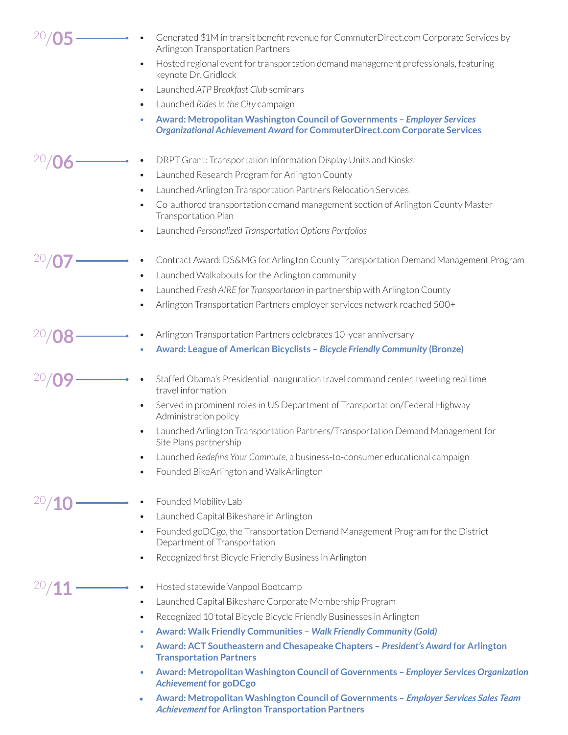## 2005

- Generated $1M in transit benefit revenue for CommuterDirect.com Corporate Services by Arlington Transportation Partners
- Hosted regional event for transportation demand management professionals, featuring keynote Dr. Gridlock
- Launched *ATP Breakfast Club* seminars
- Launched *Rides in the City* campaign
- **Award: Metropolitan Washington Council of Governments – *Employer Services Organizational Achievement Award* for CommuterDirect.com Corporate Services**

## 2006

- DRPT Grant: Transportation Information Display Units and Kiosks
- Launched Research Program for Arlington County
- Launched Arlington Transportation Partners Relocation Services
- Co-authored transportation demand management section of Arlington County Master Transportation Plan
- Launched *Personalized Transportation Options Portfolios*

## 2007

- Contract Award: DS&MG for Arlington County Transportation Demand Management Program
- Launched Walkabouts for the Arlington community
- Launched *Fresh AIRE for Transportation* in partnership with Arlington County
- Arlington Transportation Partners employer services network reached 500+

## 2008

- Arlington Transportation Partners celebrates 10-year anniversary
- **Award: League of American Bicyclists – *Bicycle Friendly Community* (Bronze)**

## 2009

- Staffed Obama's Presidential Inauguration travel command center, tweeting real time travel information
- Served in prominent roles in US Department of Transportation/Federal Highway Administration policy
- Launched Arlington Transportation Partners/Transportation Demand Management for Site Plans partnership
- Launched *Redefine Your Commute*, a business-to-consumer educational campaign
- Founded BikeArlington and WalkArlington

## 2010

- Founded Mobility Lab
- Launched Capital Bikeshare in Arlington
- Founded goDCgo, the Transportation Demand Management Program for the District Department of Transportation
- Recognized first Bicycle Friendly Business in Arlington

## 2011

- Hosted statewide Vanpool Bootcamp
- Launched Capital Bikeshare Corporate Membership Program
- Recognized 10 total Bicycle Bicycle Friendly Businesses in Arlington
- **Award: Walk Friendly Communities – *Walk Friendly Community (Gold)***
- **Award: ACT Southeastern and Chesapeake Chapters – *President's Award* for Arlington Transportation Partners**
- **Award: Metropolitan Washington Council of Governments – *Employer Services Organization Achievement* for goDCgo**
- **Award: Metropolitan Washington Council of Governments – *Employer Services Sales Team Achievement* for Arlington Transportation Partners**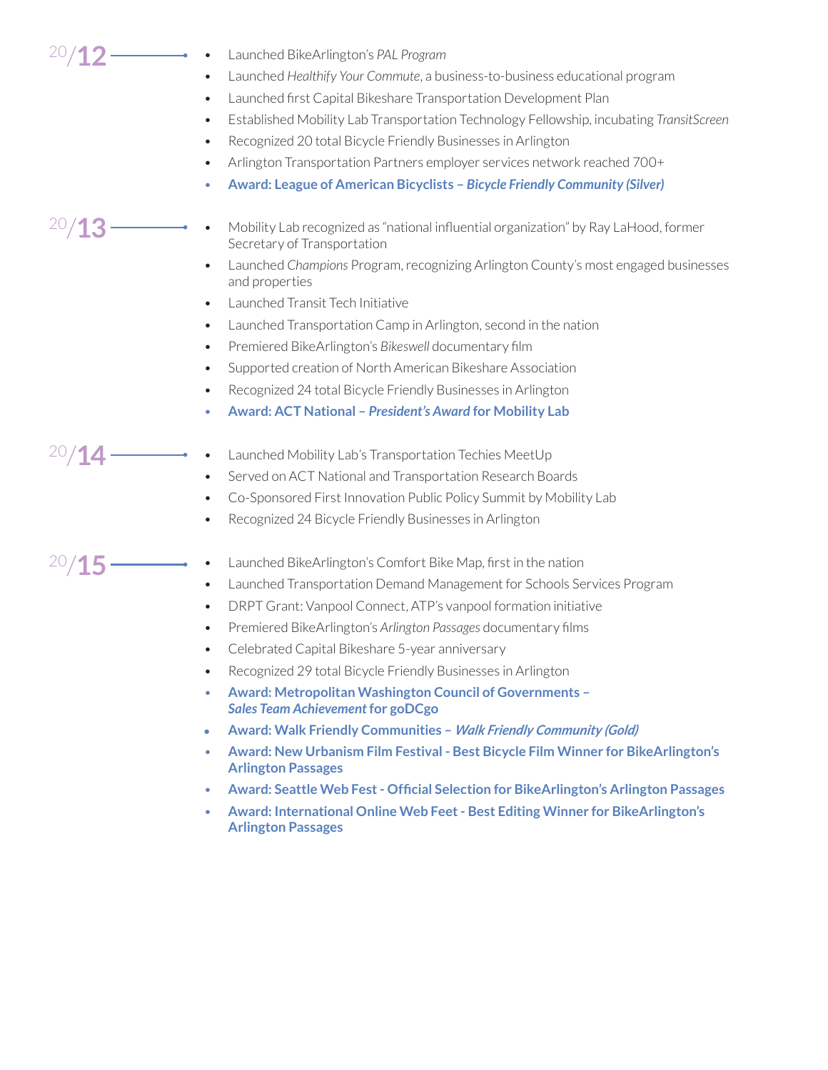## 20/12

- Launched BikeArlington's *PAL Program*
- Launched *Healthify Your Commute*, a business-to-business educational program
- Launched first Capital Bikeshare Transportation Development Plan
- Established Mobility Lab Transportation Technology Fellowship, incubating *TransitScreen*
- Recognized 20 total Bicycle Friendly Businesses in Arlington
- Arlington Transportation Partners employer services network reached 700+
- **Award: League of American Bicyclists – *Bicycle Friendly Community (Silver)***

## 20/13

- Mobility Lab recognized as "national influential organization" by Ray LaHood, former Secretary of Transportation
- Launched *Champions* Program, recognizing Arlington County's most engaged businesses and properties
- Launched Transit Tech Initiative
- Launched Transportation Camp in Arlington, second in the nation
- Premiered BikeArlington's *Bikeswell* documentary film
- Supported creation of North American Bikeshare Association
- Recognized 24 total Bicycle Friendly Businesses in Arlington
- **Award: ACT National – *President's Award* for Mobility Lab**

## 20/14

- Launched Mobility Lab's Transportation Techies MeetUp
- Served on ACT National and Transportation Research Boards
- Co-Sponsored First Innovation Public Policy Summit by Mobility Lab
- Recognized 24 Bicycle Friendly Businesses in Arlington

## 20/15

- Launched BikeArlington's Comfort Bike Map, first in the nation
- Launched Transportation Demand Management for Schools Services Program
- DRPT Grant: Vanpool Connect, ATP's vanpool formation initiative
- Premiered BikeArlington's *Arlington Passages* documentary films
- Celebrated Capital Bikeshare 5-year anniversary
- Recognized 29 total Bicycle Friendly Businesses in Arlington
- **Award: Metropolitan Washington Council of Governments – *Sales Team Achievement* for goDCgo**
- **Award: Walk Friendly Communities – *Walk Friendly Community (Gold)***
- **Award: New Urbanism Film Festival - Best Bicycle Film Winner for BikeArlington's Arlington Passages**
- **Award: Seattle Web Fest - Official Selection for BikeArlington's Arlington Passages**
- **Award: International Online Web Feet - Best Editing Winner for BikeArlington's Arlington Passages**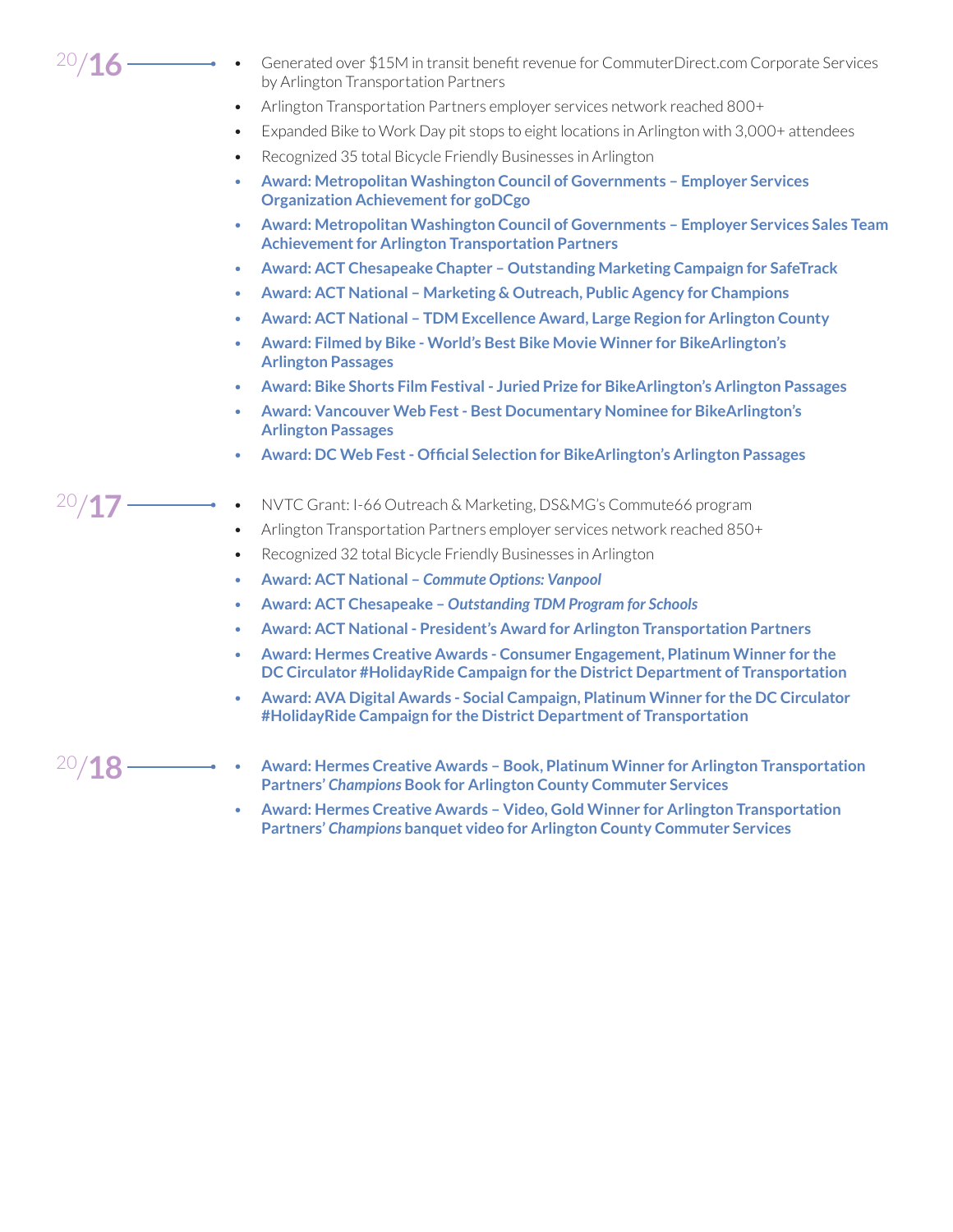## 2016

- Generated over $15M in transit benefit revenue for CommuterDirect.com Corporate Services by Arlington Transportation Partners
- Arlington Transportation Partners employer services network reached 800+
- Expanded Bike to Work Day pit stops to eight locations in Arlington with 3,000+ attendees
- Recognized 35 total Bicycle Friendly Businesses in Arlington
- **Award: Metropolitan Washington Council of Governments – Employer Services Organization Achievement for goDCgo**
- **Award: Metropolitan Washington Council of Governments – Employer Services Sales Team Achievement for Arlington Transportation Partners**
- **Award: ACT Chesapeake Chapter – Outstanding Marketing Campaign for SafeTrack**
- **Award: ACT National – Marketing & Outreach, Public Agency for Champions**
- **Award: ACT National – TDM Excellence Award, Large Region for Arlington County**
- **Award: Filmed by Bike - World's Best Bike Movie Winner for BikeArlington's Arlington Passages**
- **Award: Bike Shorts Film Festival - Juried Prize for BikeArlington's Arlington Passages**
- **Award: Vancouver Web Fest - Best Documentary Nominee for BikeArlington's Arlington Passages**
- **Award: DC Web Fest - Official Selection for BikeArlington's Arlington Passages**

## 2017

- NVTC Grant: I-66 Outreach & Marketing, DS&MG's Commute66 program
- Arlington Transportation Partners employer services network reached 850+
- Recognized 32 total Bicycle Friendly Businesses in Arlington
- **Award: ACT National – *Commute Options: Vanpool***
- **Award: ACT Chesapeake – *Outstanding TDM Program for Schools***
- **Award: ACT National - President's Award for Arlington Transportation Partners**
- **Award: Hermes Creative Awards - Consumer Engagement, Platinum Winner for the DC Circulator #HolidayRide Campaign for the District Department of Transportation**
- **Award: AVA Digital Awards - Social Campaign, Platinum Winner for the DC Circulator #HolidayRide Campaign for the District Department of Transportation**

## 2018

- **Award: Hermes Creative Awards – Book, Platinum Winner for Arlington Transportation Partners' *Champions* Book for Arlington County Commuter Services**
- **Award: Hermes Creative Awards – Video, Gold Winner for Arlington Transportation Partners' *Champions* banquet video for Arlington County Commuter Services**